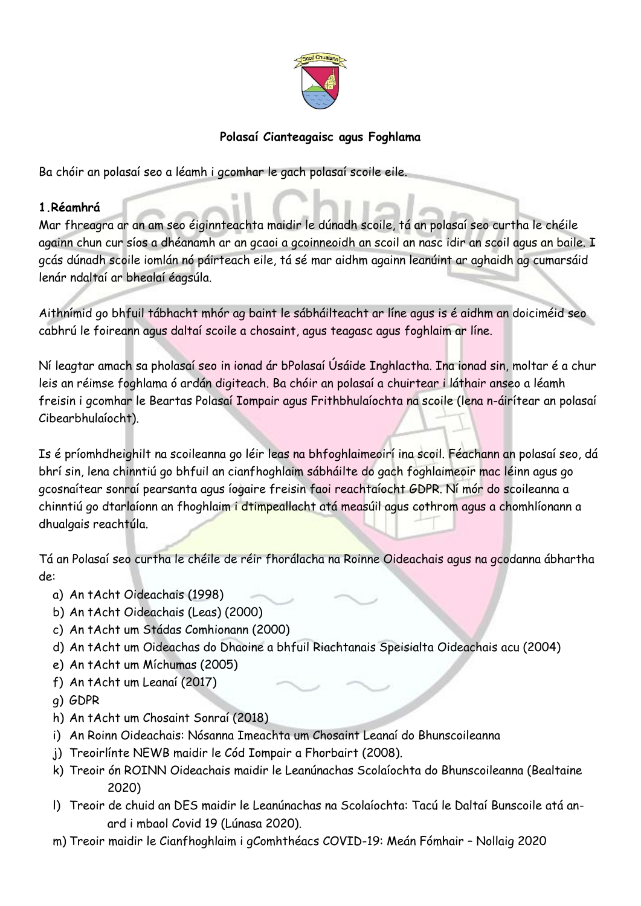**Polasaí Cianteagaisc agus Foghlama**

Ba chóir an polasaí seo a léamh i gcomhar le gach polasaí scoile eile.

**1.Réamhrá**

Mar fhreagra ar an am seo éiginnteachta maidir le dúnadh scoile, tá an polasaí seo curtha le chéile againn chun cur síos a dhéanamh ar an gcaoi a gcoinneoidh an scoil an nasc idir an scoil agus an baile. I gcás dúnadh scoile iomlán nó páirteach eile, tá sé mar aidhm againn leanúint ar aghaidh ag cumarsáid lenár ndaltaí ar bhealaí éagsúla.

Aithnímid go bhfuil tábhacht mhór ag baint le sábháilteacht ar líne agus is é aidhm an doiciméid seo cabhrú le foireann agus daltaí scoile a chosaint, agus teagasc agus foghlaim ar líne.

Ní leagtar amach sa pholasaí seo in ionad ár bPolasaí Úsáide Inghlactha. Ina ionad sin, moltar é a chur leis an réimse foghlama ó ardán digiteach. Ba chóir an polasaí a chuirtear i láthair anseo a léamh freisin i gcomhar le Beartas Polasaí Iompair agus Frithbhulaíochta na scoile (lena n-áirítear an polasaí Cibearbhulaíocht).

Is é príomhdheighilt na scoileanna go léir leas na bhfoghlaimeoirí ina scoil. Féachann an polasaí seo, dá bhrí sin, lena chinntiú go bhfuil an cianfhoghlaim sábháilte do gach foghlaimeoir mac léinn agus go gcosnaítear sonraí pearsanta agus íogaire freisin faoi reachtaíocht GDPR. Ní mór do scoileanna a chinntiú go dtarlaíonn an fhoghlaim i dtimpeallacht atá measúil agus cothrom agus a chomhlíonann a dhualgais reachtúla.

Tá an Polasaí seo curtha le chéile de réir fhorálacha na Roinne Oideachais agus na gcodanna ábhartha de:

a) An tAcht Oideachais (1998)
b) An tAcht Oideachais (Leas) (2000)
c) An tAcht um Stádas Comhionann (2000)
d) An tAcht um Oideachas do Dhaoine a bhfuil Riachtanais Speisialta Oideachais acu (2004)
e) An tAcht um Míchumas (2005)
f) An tAcht um Leanaí (2017)
g) GDPR
h) An tAcht um Chosaint Sonraí (2018)
i) An Roinn Oideachais: Nósanna Imeachta um Chosaint Leanaí do Bhunscoileanna
j) Treoirlínte NEWB maidir le Cód Iompair a Fhorbairt (2008).
k) Treoir ón ROINN Oideachais maidir le Leanúnachas Scolaíochta do Bhunscoileanna (Bealtaine 2020)
l) Treoir de chuid an DES maidir le Leanúnachas na Scolaíochta: Tacú le Daltaí Bunscoile atá an-ard i mbaol Covid 19 (Lúnasa 2020).
m) Treoir maidir le Cianfhoghlaim i gComhthéacs COVID-19: Meán Fómhair – Nollaig 2020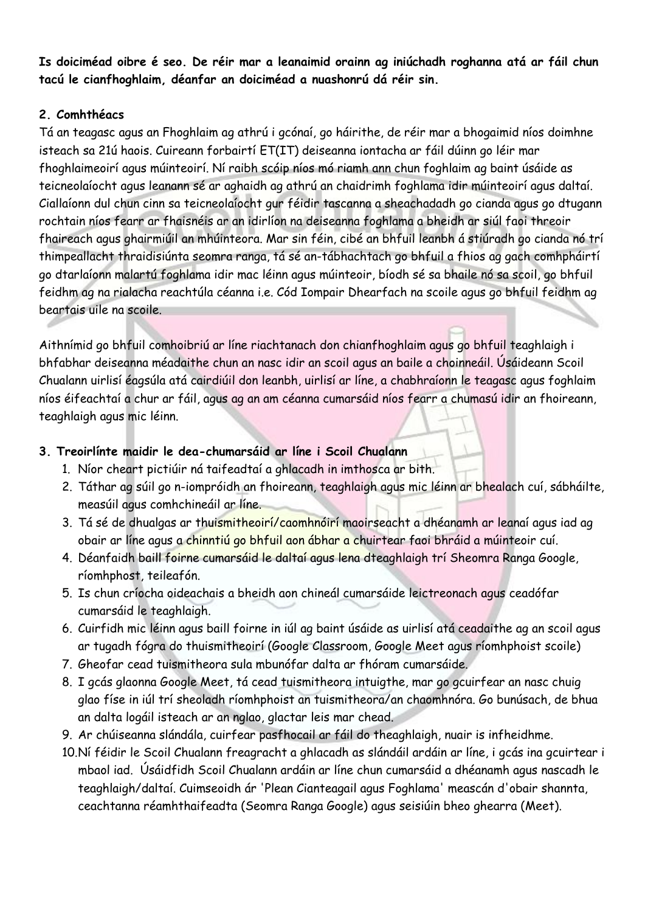**Is doiciméad oibre é seo. De réir mar a leanaimid orainn ag iniúchadh roghanna atá ar fáil chun tacú le cianfhoghlaim, déanfar an doiciméad a nuashonrú dá réir sin.**

**2. Comhthéacs**

Tá an teagasc agus an Fhoghlaim ag athrú i gcónaí, go háirithe, de réir mar a bhogaimid níos doimhne isteach sa 21ú haois. Cuireann forbairtí ET(IT) deiseanna iontacha ar fáil dúinn go léir mar fhoghlaimeoirí agus múinteoirí. Ní raibh scóip níos mó riamh ann chun foghlaim ag baint úsáide as teicneolaíocht agus leanann sé ar aghaidh ag athrú an chaidrimh foghlama idir múinteoirí agus daltaí. Ciallaíonn dul chun cinn sa teicneolaíocht gur féidir tascanna a sheachadadh go cianda agus go dtugann rochtain níos fearr ar fhaisnéis ar an idirlíon na deiseanna foghlama a bheidh ar siúl faoi threoir fhaireach agus ghairmiúil an mhúinteora. Mar sin féin, cibé an bhfuil leanbh á stiúradh go cianda nó trí thimpeallacht thraidisiúnta seomra ranga, tá sé an-tábhachtach go bhfuil a fhios ag gach comhpháirtí go dtarlaíonn malartú foghlama idir mac léinn agus múinteoir, bíodh sé sa bhaile nó sa scoil, go bhfuil feidhm ag na rialacha reachtúla céanna i.e. Cód Iompair Dhearfach na scoile agus go bhfuil feidhm ag beartais uile na scoile.

Aithnímid go bhfuil comhoibriú ar líne riachtanach don chianfhoghlaim agus go bhfuil teaghlaigh i bhfabhar deiseanna méadaithe chun an nasc idir an scoil agus an baile a choinneáil. Úsáideann Scoil Chualann uirlisí éagsúla atá cairdiúil don leanbh, uirlisí ar líne, a chabhraíonn le teagasc agus foghlaim níos éifeachtaí a chur ar fáil, agus ag an am céanna cumarsáid níos fearr a chumasú idir an fhoireann, teaghlaigh agus mic léinn.

**3. Treoirlínte maidir le dea-chumarsáid ar líne i Scoil Chualann**

1. Níor cheart pictiúir ná taifeadtaí a ghlacadh in imthosca ar bith.
2. Táthar ag súil go n-iompróidh an fhoireann, teaghlaigh agus mic léinn ar bhealach cuí, sábháilte, measúil agus comhchineáil ar líne.
3. Tá sé de dhualgas ar thuismitheoirí/caomhnóirí maoirseacht a dhéanamh ar leanaí agus iad ag obair ar líne agus a chinntiú go bhfuil aon ábhar a chuirtear faoi bhráid a múinteoir cuí.
4. Déanfaidh baill foirne cumarsáid le daltaí agus lena dteaghlaigh trí Sheomra Ranga Google, ríomhphost, teileafón.
5. Is chun críocha oideachais a bheidh aon chineál cumarsáide leictreonach agus ceadófar cumarsáid le teaghlaigh.
6. Cuirfidh mic léinn agus baill foirne in iúl ag baint úsáide as uirlisí atá ceadaithe ag an scoil agus ar tugadh fógra do thuismitheoirí (Google Classroom, Google Meet agus ríomhphoist scoile)
7. Gheofar cead tuismitheora sula mbunófar dalta ar fhóram cumarsáide.
8. I gcás glaonna Google Meet, tá cead tuismitheora intuigthe, mar go gcuirfear an nasc chuig glao físe in iúl trí sheoladh ríomhphoist an tuismitheora/an chaomhnóra. Go bunúsach, de bhua an dalta logáil isteach ar an nglao, glactar leis mar chead.
9. Ar chúiseanna slándála, cuirfear pasfhocail ar fáil do theaghlaigh, nuair is infheidhme.
10. Ní féidir le Scoil Chualann freagracht a ghlacadh as slándáil ardáin ar líne, i gcás ina gcuirtear i mbaol iad. Úsáidfidh Scoil Chualann ardáin ar líne chun cumarsáid a dhéanamh agus nascadh le teaghlaigh/daltaí. Cuimseoidh ár 'Plean Cianteagail agus Foghlama' meascán d'obair shannta, ceachtanna réamhthaifeadta (Seomra Ranga Google) agus seisiúin bheo ghearra (Meet).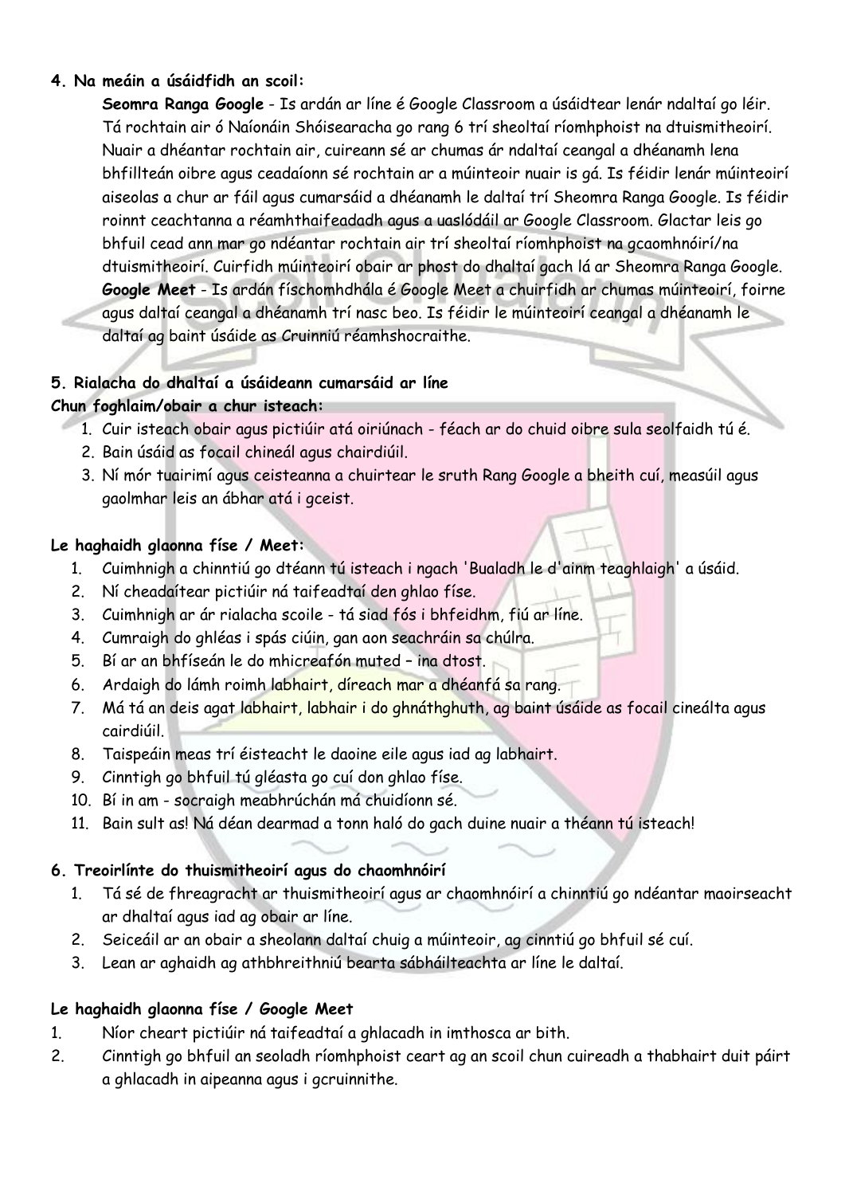**4. Na meáin a úsáidfidh an scoil:**

**Seomra Ranga Google** - Is ardán ar líne é Google Classroom a úsáidtear lenár ndaltaí go léir. Tá rochtain air ó Naíonáin Shóisearacha go rang 6 trí sheoltaí ríomhphoist na dtuismitheoirí. Nuair a dhéantar rochtain air, cuireann sé ar chumas ár ndaltaí ceangal a dhéanamh lena bhfillteán oibre agus ceadaíonn sé rochtain ar a múinteoir nuair is gá. Is féidir lenár múinteoirí aiseolas a chur ar fáil agus cumarsáid a dhéanamh le daltaí trí Sheomra Ranga Google. Is féidir roinnt ceachtanna a réamhthaifeadadh agus a uaslódáil ar Google Classroom. Glactar leis go bhfuil cead ann mar go ndéantar rochtain air trí sheoltaí ríomhphoist na gcaomhnóirí/na dtuismitheoirí. Cuirfidh múinteoirí obair ar phost do dhaltaí gach lá ar Sheomra Ranga Google.

**Google Meet** - Is ardán físchomhdhála é Google Meet a chuirfidh ar chumas múinteoirí, foirne agus daltaí ceangal a dhéanamh trí nasc beo. Is féidir le múinteoirí ceangal a dhéanamh le daltaí ag baint úsáide as Cruinniú réamhshocraithe.

**5. Rialacha do dhaltaí a úsáideann cumarsáid ar líne**

**Chun foghlaim/obair a chur isteach:**

1. Cuir isteach obair agus pictiúir atá oiriúnach - féach ar do chuid oibre sula seolfaidh tú é.
2. Bain úsáid as focail chineál agus chairdiúil.
3. Ní mór tuairimí agus ceisteanna a chuirtear le sruth Rang Google a bheith cuí, measúil agus gaolmhar leis an ábhar atá i gceist.

**Le haghaidh glaonna físe / Meet:**

1. Cuimhnigh a chinntiú go dtéann tú isteach i ngach 'Bualadh le d'ainm teaghlaigh' a úsáid.
2. Ní cheadaítear pictiúir ná taifeadtaí den ghlao físe.
3. Cuimhnigh ar ár rialacha scoile - tá siad fós i bhfeidhm, fiú ar líne.
4. Cumraigh do ghléas i spás ciúin, gan aon seachráin sa chúlra.
5. Bí ar an bhfíseán le do mhicreafón muted – ina dtost.
6. Ardaigh do lámh roimh labhairt, díreach mar a dhéanfá sa rang.
7. Má tá an deis agat labhairt, labhair i do ghnáthghuth, ag baint úsáide as focail cineálta agus cairdiúil.
8. Taispeáin meas trí éisteacht le daoine eile agus iad ag labhairt.
9. Cinntigh go bhfuil tú gléasta go cuí don ghlao físe.
10. Bí in am - socraigh meabhrúchán má chuidíonn sé.
11. Bain sult as! Ná déan dearmad a tonn haló do gach duine nuair a théann tú isteach!

**6. Treoirlínte do thuismitheoirí agus do chaomhnóirí**

1. Tá sé de fhreagracht ar thuismitheoirí agus ar chaomhnóirí a chinntiú go ndéantar maoirseacht ar dhaltaí agus iad ag obair ar líne.
2. Seiceáil ar an obair a sheolann daltaí chuig a múinteoir, ag cinntiú go bhfuil sé cuí.
3. Lean ar aghaidh ag athbhreithniú bearta sábháilteachta ar líne le daltaí.

**Le haghaidh glaonna físe / Google Meet**

1. Níor cheart pictiúir ná taifeadtaí a ghlacadh in imthosca ar bith.
2. Cinntigh go bhfuil an seoladh ríomhphoist ceart ag an scoil chun cuireadh a thabhairt duit páirt a ghlacadh in aipeanna agus i gcruinnithe.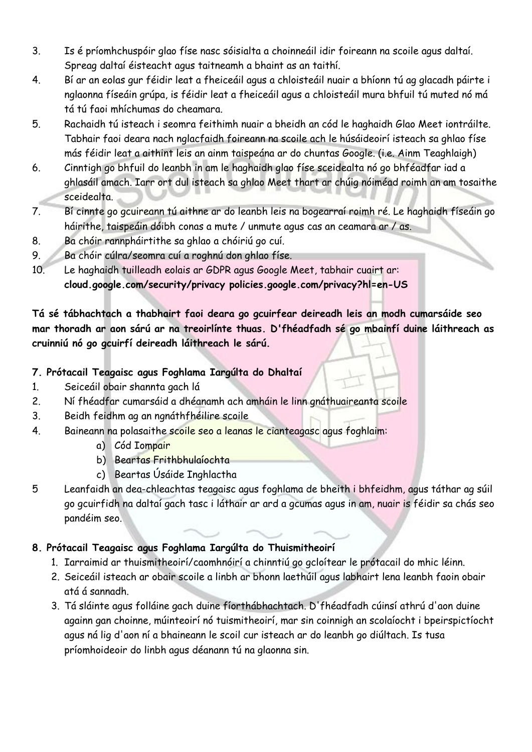3. Is é príomhchuspóir glao físe nasc sóisialta a choinneáil idir foireann na scoile agus daltaí. Spreag daltaí éisteacht agus taitneamh a bhaint as an taithí.
4. Bí ar an eolas gur féidir leat a fheiceáil agus a chloisteáil nuair a bhíonn tú ag glacadh páirte i nglaonna físeáin grúpa, is féidir leat a fheiceáil agus a chloisteáil mura bhfuil tú muted nó má tá tú faoi mhíchumas do cheamara.
5. Rachaidh tú isteach i seomra feithimh nuair a bheidh an cód le haghaidh Glao Meet iontráilte. Tabhair faoi deara nach nglacfaidh foireann na scoile ach le húsáideoirí isteach sa ghlao físe más féidir leat a aithint leis an ainm taispeána ar do chuntas Google. (i.e. Ainm Teaghlaigh)
6. Cinntigh go bhfuil do leanbh in am le haghaidh glao físe sceidealta nó go bhféadfar iad a ghlasáil amach. Iarr ort dul isteach sa ghlao Meet thart ar chúig nóiméad roimh an am tosaithe sceidealta.
7. Bí cinnte go gcuireann tú aithne ar do leanbh leis na bogearraí roimh ré. Le haghaidh físeáin go háirithe, taispeáin dóibh conas a mute / unmute agus cas an ceamara ar / as.
8. Ba chóir rannpháirtithe sa ghlao a chóiriú go cuí.
9. Ba chóir cúlra/seomra cuí a roghnú don ghlao físe.
10. Le haghaidh tuilleadh eolais ar GDPR agus Google Meet, tabhair cuairt ar: **cloud.google.com/security/privacy policies.google.com/privacy?hl=en-US**

**Tá sé tábhachtach a thabhairt faoi deara go gcuirfear deireadh leis an modh cumarsáide seo mar thoradh ar aon sárú ar na treoirlínte thuas. D'fhéadfadh sé go mbainfí duine láithreach as cruinniú nó go gcuirfí deireadh láithreach le sárú.**

**7. Prótacail Teagaisc agus Foghlama Iargúlta do Dhaltaí**

1. Seiceáil obair shannta gach lá
2. Ní fhéadfar cumarsáid a dhéanamh ach amháin le linn gnáthuaireanta scoile
3. Beidh feidhm ag an ngnáthfhéilire scoile
4. Baineann na polasaithe scoile seo a leanas le cianteagasc agus foghlaim:
    a) Cód Iompair
    b) Beartas Frithbhulaíochta
    c) Beartas Úsáide Inghlactha
5. Leanfaidh an dea-chleachtas teagaisc agus foghlama de bheith i bhfeidhm, agus táthar ag súil go gcuirfidh na daltaí gach tasc i láthair ar ard a gcumas agus in am, nuair is féidir sa chás seo pandéim seo.

**8. Prótacail Teagaisc agus Foghlama Iargúlta do Thuismitheoirí**

1. Iarraimid ar thuismitheoirí/caomhnóirí a chinntiú go gcloítear le prótacail do mhic léinn.
2. Seiceáil isteach ar obair scoile a linbh ar bhonn laethúil agus labhairt lena leanbh faoin obair atá á sannadh.
3. Tá sláinte agus folláine gach duine fíorthábhachtach. D'fhéadfadh cúinsí athrú d'aon duine againn gan choinne, múinteoirí nó tuismitheoirí, mar sin coinnigh an scolaíocht i bpeirspictíocht agus ná lig d'aon ní a bhaineann le scoil cur isteach ar do leanbh go diúltach. Is tusa príomhoideoir do linbh agus déanann tú na glaonna sin.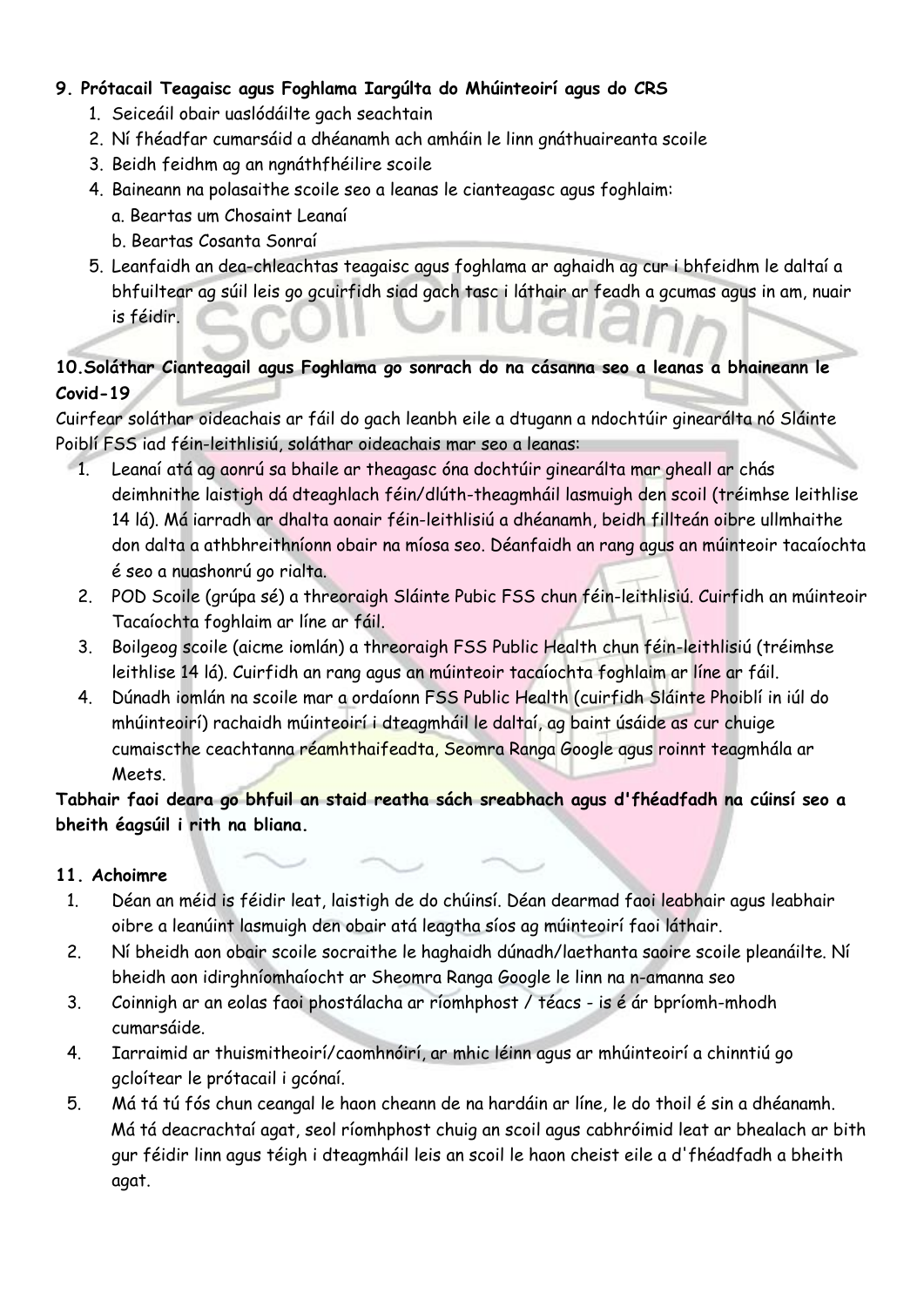**9. Prótacail Teagaisc agus Foghlama Iargúlta do Mhúinteoirí agus do CRS**

1. Seiceáil obair uaslódáilte gach seachtain
2. Ní fhéadfar cumarsáid a dhéanamh ach amháin le linn gnáthuaireanta scoile
3. Beidh feidhm ag an ngnáthfhéilire scoile
4. Baineann na polasaithe scoile seo a leanas le cianteagasc agus foghlaim:
   a. Beartas um Chosaint Leanaí
   b. Beartas Cosanta Sonraí
5. Leanfaidh an dea-chleachtas teagaisc agus foghlama ar aghaidh ag cur i bhfeidhm le daltaí a bhfuiltear ag súil leis go gcuirfidh siad gach tasc i láthair ar feadh a gcumas agus in am, nuair is féidir.

**10.Soláthar Cianteagail agus Foghlama go sonrach do na cásanna seo a leanas a bhaineann le Covid-19**

Cuirfear soláthar oideachais ar fáil do gach leanbh eile a dtugann a ndochtúir ginearálta nó Sláinte Poiblí FSS iad féin-leithlisiú, soláthar oideachais mar seo a leanas:

1. Leanaí atá ag aonrú sa bhaile ar theagasc óna dochtúir ginearálta mar gheall ar chás deimhnithe laistigh dá dteaghlach féin/dlúth-theagmháil lasmuigh den scoil (tréimhse leithlise 14 lá). Má iarradh ar dhalta aonair féin-leithlisiú a dhéanamh, beidh fillteán oibre ullmhaithe don dalta a athbhreithníonn obair na míosa seo. Déanfaidh an rang agus an múinteoir tacaíochta é seo a nuashonrú go rialta.
2. POD Scoile (grúpa sé) a threoraigh Sláinte Pubic FSS chun féin-leithlisiú. Cuirfidh an múinteoir Tacaíochta foghlaim ar líne ar fáil.
3. Boilgeog scoile (aicme iomlán) a threoraigh FSS Public Health chun féin-leithlisiú (tréimhse leithlise 14 lá). Cuirfidh an rang agus an múinteoir tacaíochta foghlaim ar líne ar fáil.
4. Dúnadh iomlán na scoile mar a ordaíonn FSS Public Health (cuirfidh Sláinte Phoiblí in iúl do mhúinteoirí) rachaidh múinteoirí i dteagmháil le daltaí, ag baint úsáide as cur chuige cumaiscthe ceachtanna réamhthaifeadta, Seomra Ranga Google agus roinnt teagmhála ar Meets.

**Tabhair faoi deara go bhfuil an staid reatha sách sreabhach agus d'fhéadfadh na cúinsí seo a bheith éagsúil i rith na bliana.**

**11. Achoimre**

1. Déan an méid is féidir leat, laistigh de do chúinsí. Déan dearmad faoi leabhair agus leabhair oibre a leanúint lasmuigh den obair atá leagtha síos ag múinteoirí faoi láthair.
2. Ní bheidh aon obair scoile socraithe le haghaidh dúnadh/laethanta saoire scoile pleanáilte. Ní bheidh aon idirghníomhaíocht ar Sheomra Ranga Google le linn na n-amanna seo
3. Coinnigh ar an eolas faoi phostálacha ar ríomhphost / téacs - is é ár bpríomh-mhodh cumarsáide.
4. Iarraimid ar thuismitheoirí/caomhnóirí, ar mhic léinn agus ar mhúinteoirí a chinntiú go gcloítear le prótacail i gcónaí.
5. Má tá tú fós chun ceangal le haon cheann de na hardáin ar líne, le do thoil é sin a dhéanamh. Má tá deacrachtaí agat, seol ríomhphost chuig an scoil agus cabhróimid leat ar bhealach ar bith gur féidir linn agus téigh i dteagmháil leis an scoil le haon cheist eile a d'fhéadfadh a bheith agat.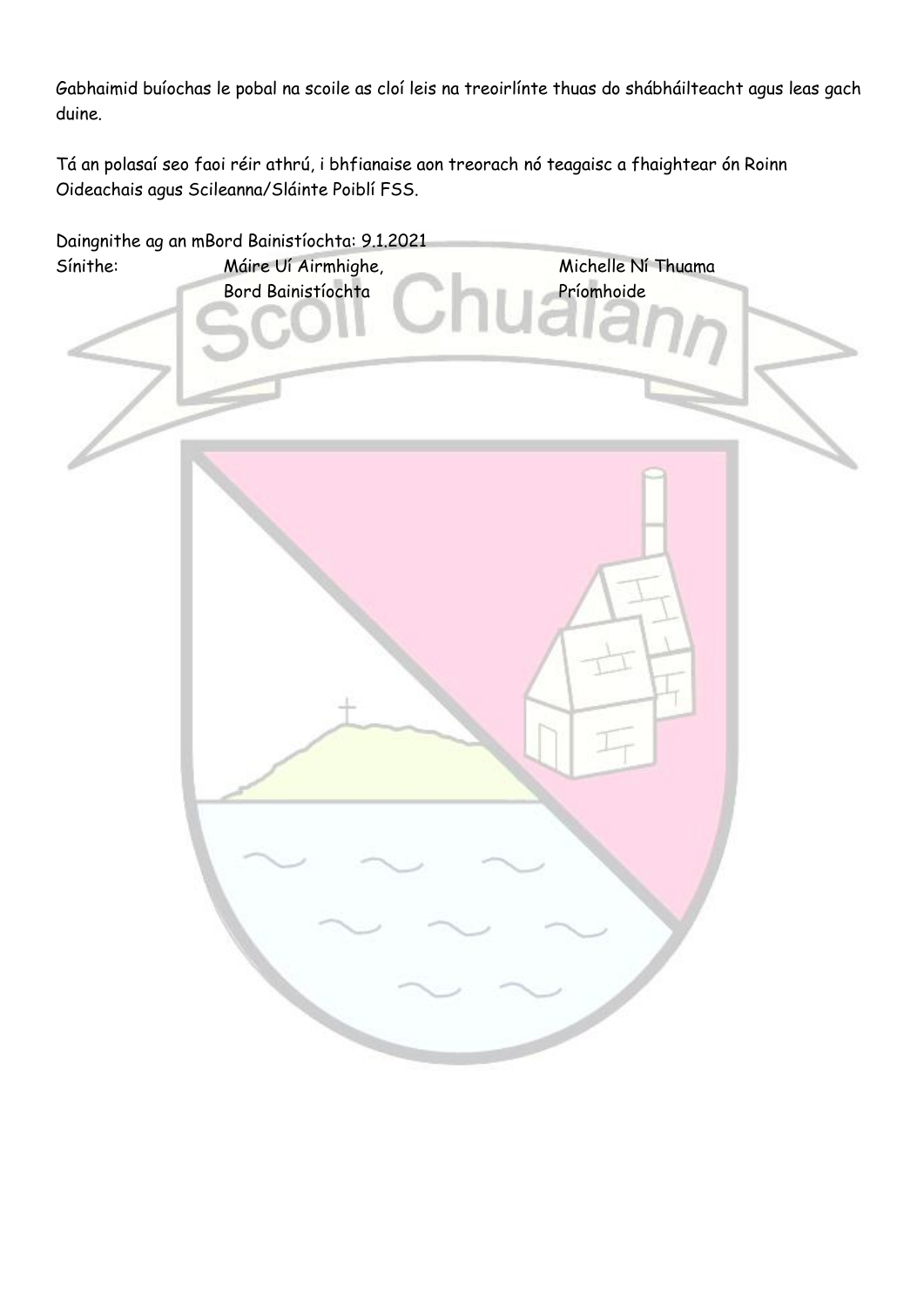Gabhaimid buíochas le pobal na scoile as cloí leis na treoirlínte thuas do shábháilteacht agus leas gach duine.

Tá an polasaí seo faoi réir athrú, i bhfianaise aon treorach nó teagaisc a fhaightear ón Roinn Oideachais agus Scileanna/Sláinte Poiblí FSS.

Daingnithe ag an mBord Bainistíochta: 9.1.2021

Sínithe: Máire Uí Airmhighe, Bord Bainistíochta

Michelle Ní Thuama, Príomhoide